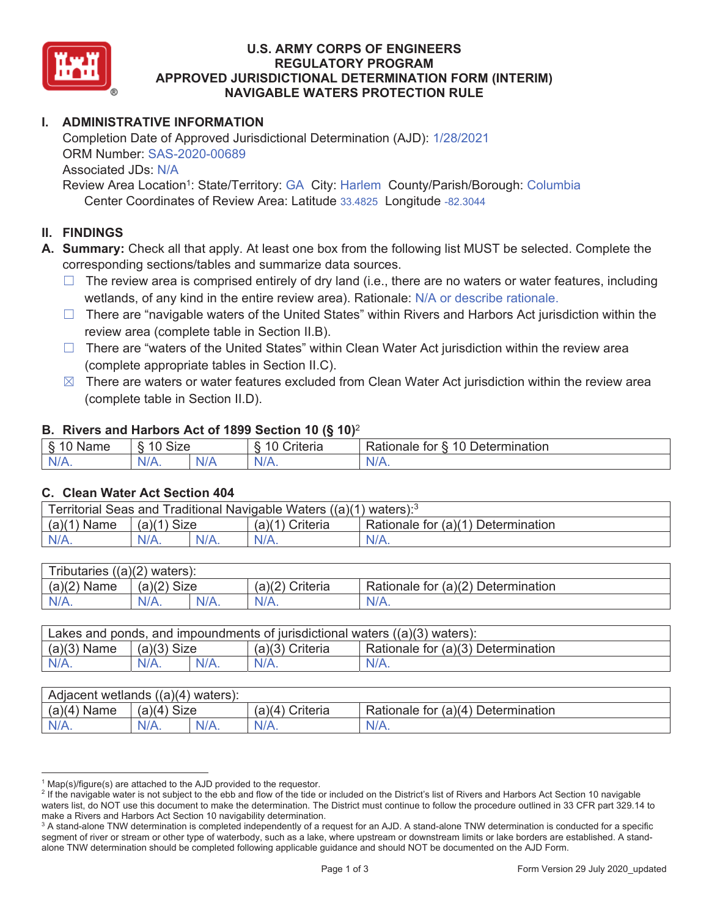# U.S. ARMY CORPS OF ENGINEERS
# REGULATORY PROGRAM
# APPROVED JURISDICTIONAL DETERMINATION FORM (INTERIM)
# NAVIGABLE WATERS PROTECTION RULE

## I. ADMINISTRATIVE INFORMATION

Completion Date of Approved Jurisdictional Determination (AJD): 1/28/2021
ORM Number: SAS-2020-00689
Associated JDs: N/A
Review Area Location[1]: State/Territory: GA City: Harlem County/Parish/Borough: Columbia
Center Coordinates of Review Area: Latitude 33.4825 Longitude -82.3044

## II. FINDINGS

**A. Summary:** Check all that apply. At least one box from the following list MUST be selected. Complete the corresponding sections/tables and summarize data sources.

- ☐ The review area is comprised entirely of dry land (i.e., there are no waters or water features, including wetlands, of any kind in the entire review area). Rationale: N/A or describe rationale.
- ☐ There are "navigable waters of the United States" within Rivers and Harbors Act jurisdiction within the review area (complete table in Section II.B).
- ☐ There are "waters of the United States" within Clean Water Act jurisdiction within the review area (complete appropriate tables in Section II.C).
- ☒ There are waters or water features excluded from Clean Water Act jurisdiction within the review area (complete table in Section II.D).

### B. Rivers and Harbors Act of 1899 Section 10 (§ 10)[2]

| § 10 Name | § 10 Size | | § 10 Criteria | Rationale for § 10 Determination |
|---|---|---|---|---|
| N/A. | N/A. | N/A | N/A. | N/A. |

### C. Clean Water Act Section 404

| Territorial Seas and Traditional Navigable Waters ((a)(1) waters):[3] | | | | |
|---|---|---|---|---|
| (a)(1) Name | (a)(1) Size | | (a)(1) Criteria | Rationale for (a)(1) Determination |
| N/A. | N/A. | N/A. | N/A. | N/A. |

| Tributaries ((a)(2) waters): | | | | |
|---|---|---|---|---|
| (a)(2) Name | (a)(2) Size | | (a)(2) Criteria | Rationale for (a)(2) Determination |
| N/A. | N/A. | N/A. | N/A. | N/A. |

| Lakes and ponds, and impoundments of jurisdictional waters ((a)(3) waters): | | | | |
|---|---|---|---|---|
| (a)(3) Name | (a)(3) Size | | (a)(3) Criteria | Rationale for (a)(3) Determination |
| N/A. | N/A. | N/A. | N/A. | N/A. |

| Adjacent wetlands ((a)(4) waters): | | | | |
|---|---|---|---|---|
| (a)(4) Name | (a)(4) Size | | (a)(4) Criteria | Rationale for (a)(4) Determination |
| N/A. | N/A. | N/A. | N/A. | N/A. |

---

[1] Map(s)/figure(s) are attached to the AJD provided to the requestor.

[2] If the navigable water is not subject to the ebb and flow of the tide or included on the District's list of Rivers and Harbors Act Section 10 navigable waters list, do NOT use this document to make the determination. The District must continue to follow the procedure outlined in 33 CFR part 329.14 to make a Rivers and Harbors Act Section 10 navigability determination.

[3] A stand-alone TNW determination is completed independently of a request for an AJD. A stand-alone TNW determination is conducted for a specific segment of river or stream or other type of waterbody, such as a lake, where upstream or downstream limits or lake borders are established. A stand-alone TNW determination should be completed following applicable guidance and should NOT be documented on the AJD Form.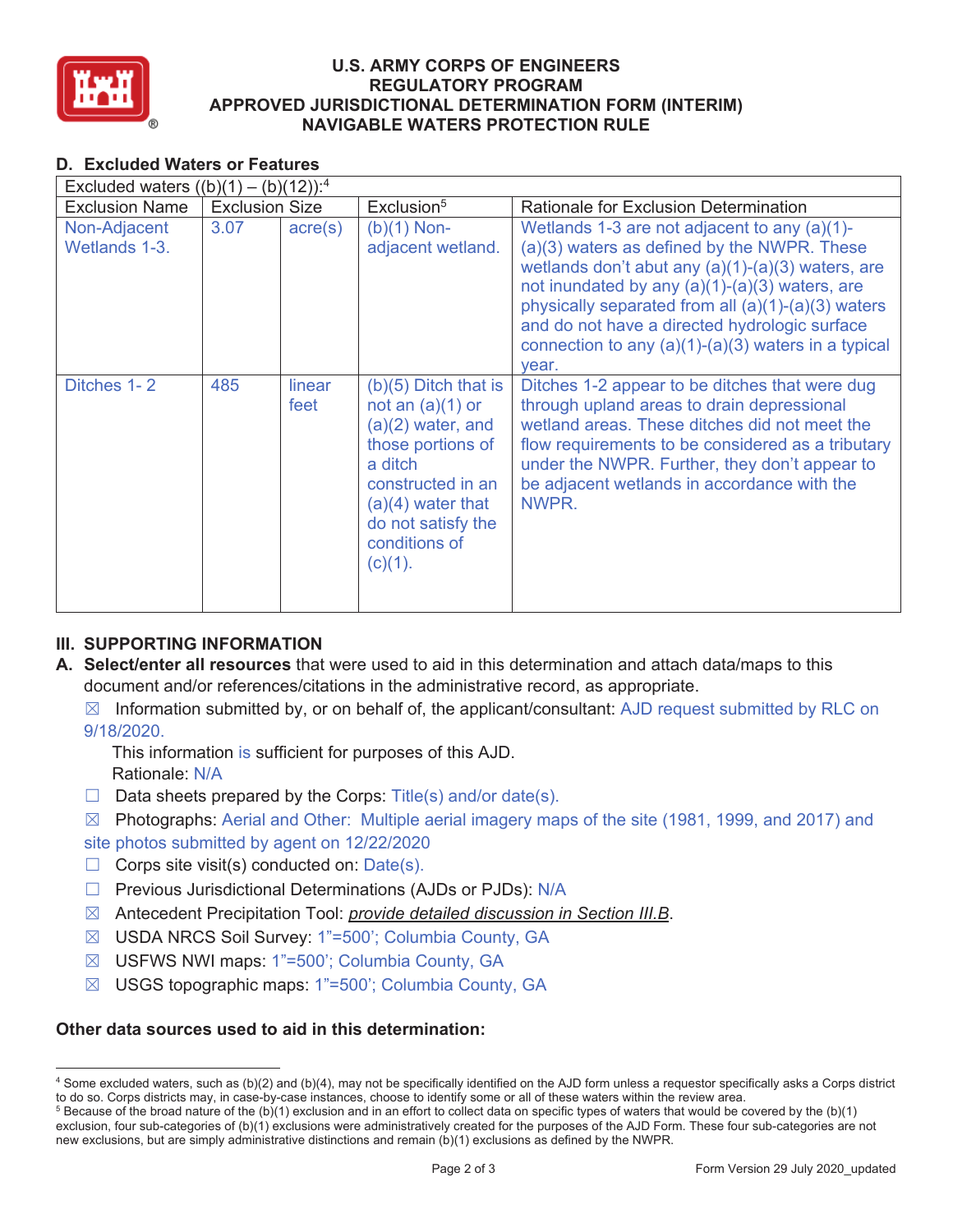# U.S. ARMY CORPS OF ENGINEERS
# REGULATORY PROGRAM
# APPROVED JURISDICTIONAL DETERMINATION FORM (INTERIM)
# NAVIGABLE WATERS PROTECTION RULE

## D. Excluded Waters or Features

| Excluded waters ((b)(1) – (b)(12)):[4] | | | | |
|---|---|---|---|---|
| Exclusion Name | Exclusion Size | | Exclusion[5] | Rationale for Exclusion Determination |
| Non-Adjacent Wetlands 1-3. | 3.07 | acre(s) | (b)(1) Non-adjacent wetland. | Wetlands 1-3 are not adjacent to any (a)(1)-(a)(3) waters as defined by the NWPR. These wetlands don't abut any (a)(1)-(a)(3) waters, are not inundated by any (a)(1)-(a)(3) waters, are physically separated from all (a)(1)-(a)(3) waters and do not have a directed hydrologic surface connection to any (a)(1)-(a)(3) waters in a typical year. |
| Ditches 1- 2 | 485 | linear feet | (b)(5) Ditch that is not an (a)(1) or (a)(2) water, and those portions of a ditch constructed in an (a)(4) water that do not satisfy the conditions of (c)(1). | Ditches 1-2 appear to be ditches that were dug through upland areas to drain depressional wetland areas. These ditches did not meet the flow requirements to be considered as a tributary under the NWPR. Further, they don't appear to be adjacent wetlands in accordance with the NWPR. |

## III. SUPPORTING INFORMATION

**A. Select/enter all resources** that were used to aid in this determination and attach data/maps to this document and/or references/citations in the administrative record, as appropriate.

☒ Information submitted by, or on behalf of, the applicant/consultant: AJD request submitted by RLC on 9/18/2020.

This information is sufficient for purposes of this AJD.
Rationale: N/A

☐ Data sheets prepared by the Corps: Title(s) and/or date(s).

☒ Photographs: Aerial and Other: Multiple aerial imagery maps of the site (1981, 1999, and 2017) and site photos submitted by agent on 12/22/2020

☐ Corps site visit(s) conducted on: Date(s).

☐ Previous Jurisdictional Determinations (AJDs or PJDs): N/A

☒ Antecedent Precipitation Tool: *provide detailed discussion in Section III.B*.

☒ USDA NRCS Soil Survey: 1"=500'; Columbia County, GA

☒ USFWS NWI maps: 1"=500'; Columbia County, GA

☒ USGS topographic maps: 1"=500'; Columbia County, GA

**Other data sources used to aid in this determination:**

---

[4] Some excluded waters, such as (b)(2) and (b)(4), may not be specifically identified on the AJD form unless a requestor specifically asks a Corps district to do so. Corps districts may, in case-by-case instances, choose to identify some or all of these waters within the review area.

[5] Because of the broad nature of the (b)(1) exclusion and in an effort to collect data on specific types of waters that would be covered by the (b)(1) exclusion, four sub-categories of (b)(1) exclusions were administratively created for the purposes of the AJD Form. These four sub-categories are not new exclusions, but are simply administrative distinctions and remain (b)(1) exclusions as defined by the NWPR.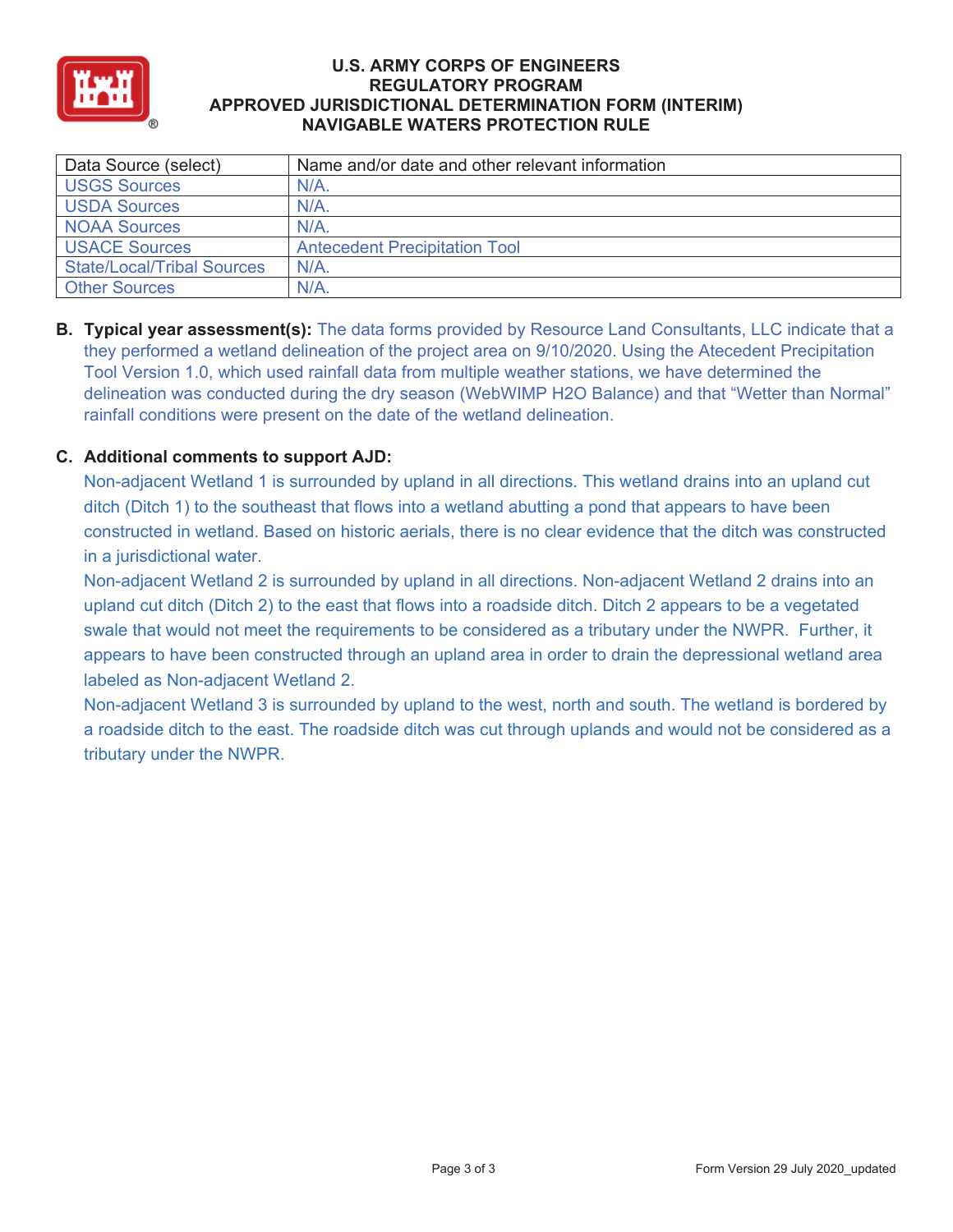# U.S. ARMY CORPS OF ENGINEERS
## REGULATORY PROGRAM
## APPROVED JURISDICTIONAL DETERMINATION FORM (INTERIM)
## NAVIGABLE WATERS PROTECTION RULE

| Data Source (select) | Name and/or date and other relevant information |
|---|---|
| USGS Sources | N/A. |
| USDA Sources | N/A. |
| NOAA Sources | N/A. |
| USACE Sources | Antecedent Precipitation Tool |
| State/Local/Tribal Sources | N/A. |
| Other Sources | N/A. |

**B. Typical year assessment(s):** The data forms provided by Resource Land Consultants, LLC indicate that a they performed a wetland delineation of the project area on 9/10/2020. Using the Atecedent Precipitation Tool Version 1.0, which used rainfall data from multiple weather stations, we have determined the delineation was conducted during the dry season (WebWIMP H2O Balance) and that "Wetter than Normal" rainfall conditions were present on the date of the wetland delineation.

**C. Additional comments to support AJD:**

Non-adjacent Wetland 1 is surrounded by upland in all directions. This wetland drains into an upland cut ditch (Ditch 1) to the southeast that flows into a wetland abutting a pond that appears to have been constructed in wetland. Based on historic aerials, there is no clear evidence that the ditch was constructed in a jurisdictional water.

Non-adjacent Wetland 2 is surrounded by upland in all directions. Non-adjacent Wetland 2 drains into an upland cut ditch (Ditch 2) to the east that flows into a roadside ditch. Ditch 2 appears to be a vegetated swale that would not meet the requirements to be considered as a tributary under the NWPR. Further, it appears to have been constructed through an upland area in order to drain the depressional wetland area labeled as Non-adjacent Wetland 2.

Non-adjacent Wetland 3 is surrounded by upland to the west, north and south. The wetland is bordered by a roadside ditch to the east. The roadside ditch was cut through uplands and would not be considered as a tributary under the NWPR.